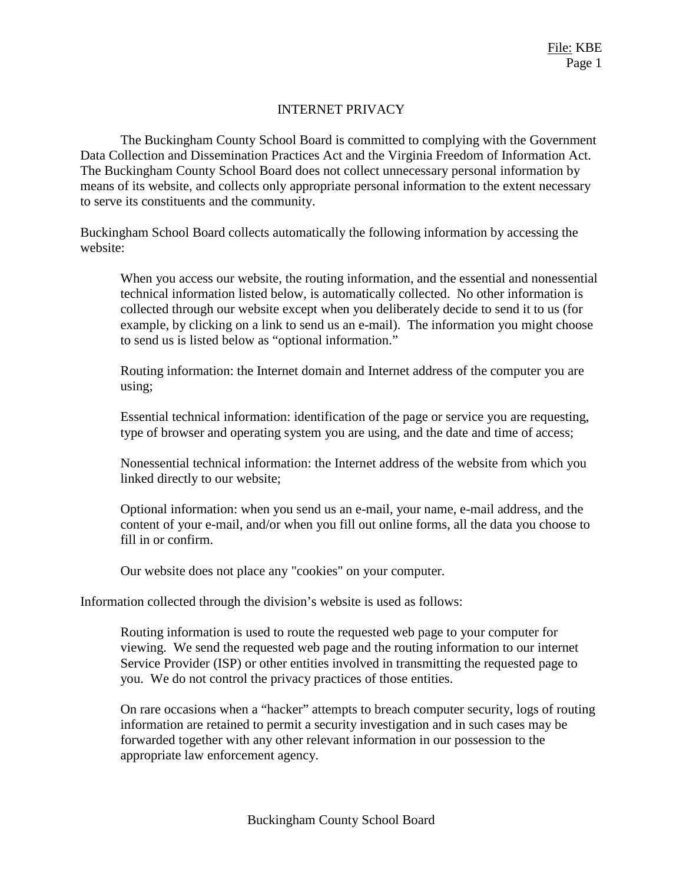# INTERNET PRIVACY

The Buckingham County School Board is committed to complying with the Government Data Collection and Dissemination Practices Act and the Virginia Freedom of Information Act. The Buckingham County School Board does not collect unnecessary personal information by means of its website, and collects only appropriate personal information to the extent necessary to serve its constituents and the community.

Buckingham School Board collects automatically the following information by accessing the website:

> When you access our website, the routing information, and the essential and nonessential technical information listed below, is automatically collected. No other information is collected through our website except when you deliberately decide to send it to us (for example, by clicking on a link to send us an e-mail). The information you might choose to send us is listed below as "optional information."
>
> Routing information: the Internet domain and Internet address of the computer you are using;
>
> Essential technical information: identification of the page or service you are requesting, type of browser and operating system you are using, and the date and time of access;
>
> Nonessential technical information: the Internet address of the website from which you linked directly to our website;
>
> Optional information: when you send us an e-mail, your name, e-mail address, and the content of your e-mail, and/or when you fill out online forms, all the data you choose to fill in or confirm.
>
> Our website does not place any "cookies" on your computer.

Information collected through the division's website is used as follows:

> Routing information is used to route the requested web page to your computer for viewing. We send the requested web page and the routing information to our internet Service Provider (ISP) or other entities involved in transmitting the requested page to you. We do not control the privacy practices of those entities.
>
> On rare occasions when a "hacker" attempts to breach computer security, logs of routing information are retained to permit a security investigation and in such cases may be forwarded together with any other relevant information in our possession to the appropriate law enforcement agency.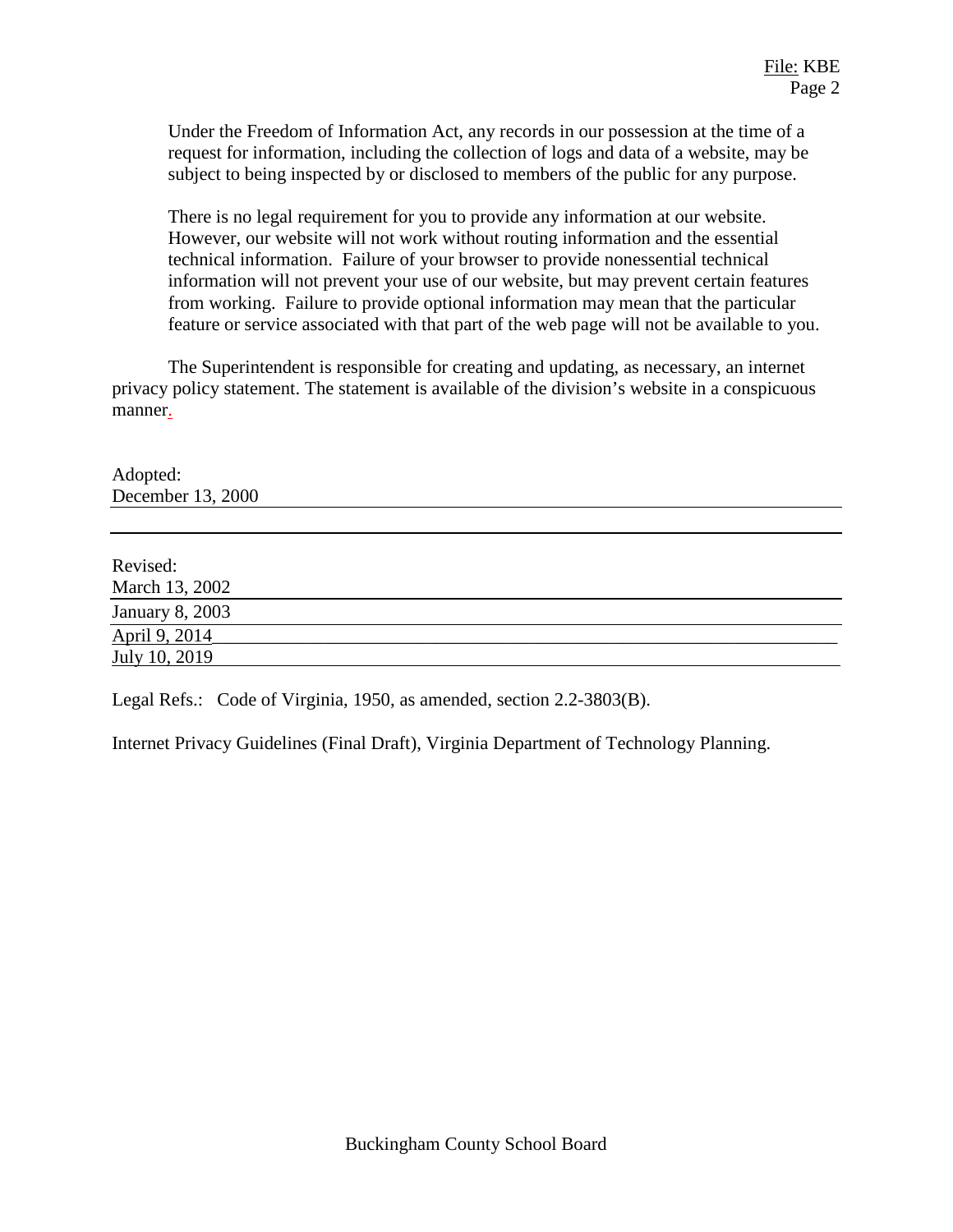Under the Freedom of Information Act, any records in our possession at the time of a request for information, including the collection of logs and data of a website, may be subject to being inspected by or disclosed to members of the public for any purpose.

There is no legal requirement for you to provide any information at our website. However, our website will not work without routing information and the essential technical information. Failure of your browser to provide nonessential technical information will not prevent your use of our website, but may prevent certain features from working. Failure to provide optional information may mean that the particular feature or service associated with that part of the web page will not be available to you.

The Superintendent is responsible for creating and updating, as necessary, an internet privacy policy statement. The statement is available of the division's website in a conspicuous manner.

Adopted:
December 13, 2000

Revised:
March 13, 2002
January 8, 2003
April 9, 2014
July 10, 2019

Legal Refs.: Code of Virginia, 1950, as amended, section 2.2-3803(B).

Internet Privacy Guidelines (Final Draft), Virginia Department of Technology Planning.